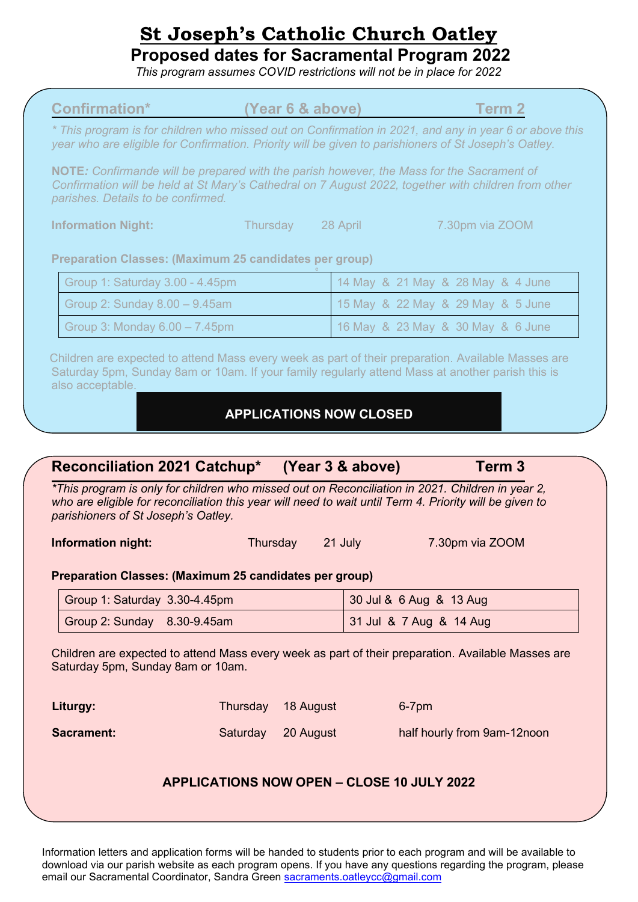# St Joseph's Catholic Church Oatley

## Proposed dates for Sacramental Program 2022

*This program assumes COVID restrictions will not be in place for 2022*

### Confirmation* (Year 6 & above) Term 2

*\* This program is for children who missed out on Confirmation in 2021, and any in year 6 or above this year who are eligible for Confirmation. Priority will be given to parishioners of St Joseph's Oatley.*

**NOTE***: Confirmande will be prepared with the parish however, the Mass for the Sacrament of Confirmation will be held at St Mary's Cathedral on 7 August 2022, together with children from other parishes. Details to be confirmed.*

**Information Night:** Thursday 28 April 7.30pm via ZOOM

**Preparation Classes: (Maximum 25 candidates per group)**

| Group | Dates |
|---|---|
| Group 1: Saturday 3.00 - 4.45pm | 14 May & 21 May & 28 May & 4 June |
| Group 2: Sunday 8.00 – 9.45am | 15 May & 22 May & 29 May & 5 June |
| Group 3: Monday 6.00 – 7.45pm | 16 May & 23 May & 30 May & 6 June |

Children are expected to attend Mass every week as part of their preparation. Available Masses are Saturday 5pm, Sunday 8am or 10am. If your family regularly attend Mass at another parish this is also acceptable.

**APPLICATIONS NOW CLOSED**

### Reconciliation 2021 Catchup* (Year 3 & above) Term 3

*\*This program is only for children who missed out on Reconciliation in 2021. Children in year 2, who are eligible for reconciliation this year will need to wait until Term 4. Priority will be given to parishioners of St Joseph's Oatley.*

**Information night:** Thursday 21 July 7.30pm via ZOOM

**Preparation Classes: (Maximum 25 candidates per group)**

| Group | Dates |
|---|---|
| Group 1: Saturday 3.30-4.45pm | 30 Jul & 6 Aug & 13 Aug |
| Group 2: Sunday 8.30-9.45am | 31 Jul & 7 Aug & 14 Aug |

Children are expected to attend Mass every week as part of their preparation. Available Masses are Saturday 5pm, Sunday 8am or 10am.

**Liturgy:** Thursday 18 August 6-7pm

**Sacrament:** Saturday 20 August half hourly from 9am-12noon

**APPLICATIONS NOW OPEN – CLOSE 10 JULY 2022**

Information letters and application forms will be handed to students prior to each program and will be available to download via our parish website as each program opens. If you have any questions regarding the program, please email our Sacramental Coordinator, Sandra Green sacraments.oatleycc@gmail.com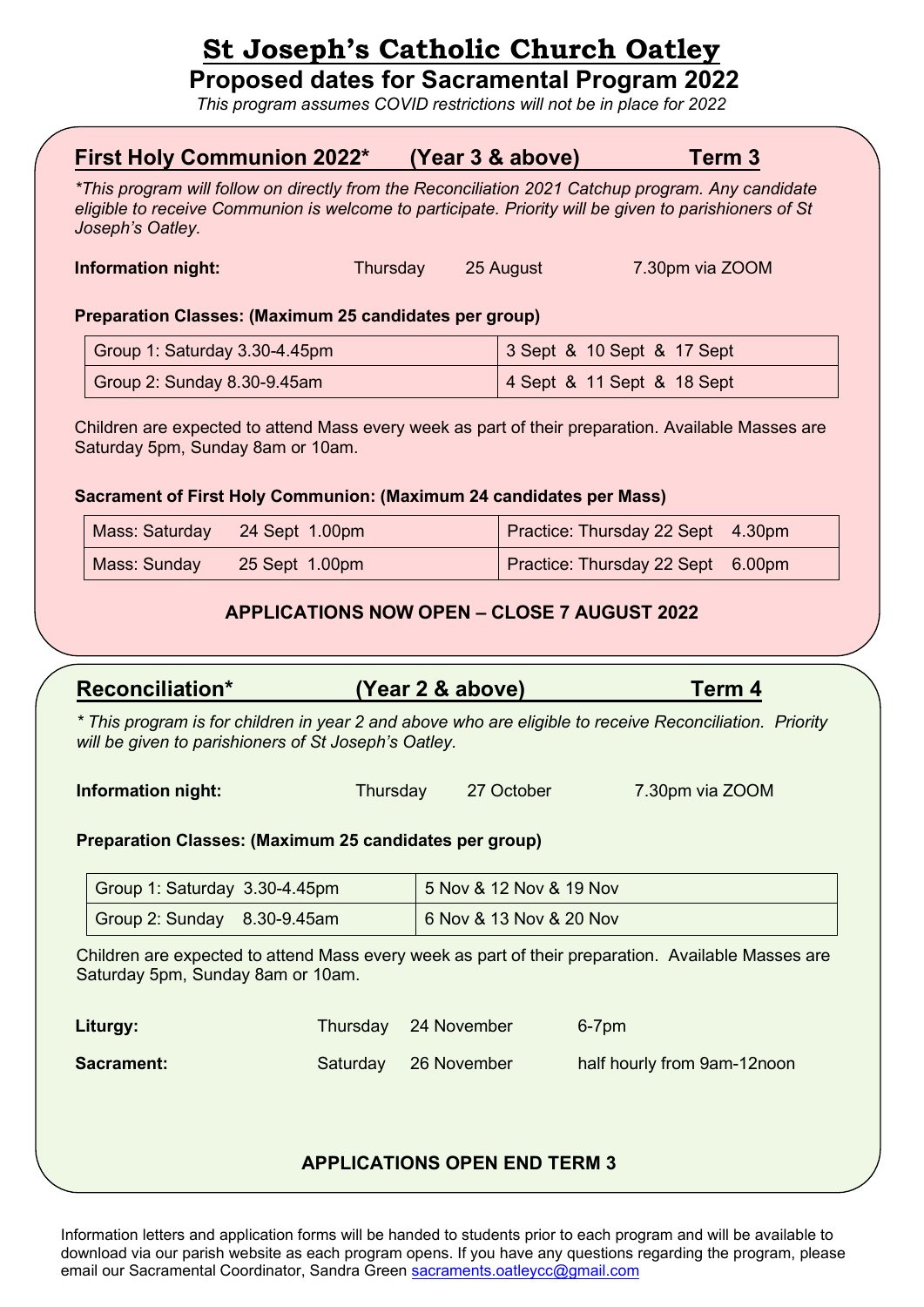# St Joseph's Catholic Church Oatley

## Proposed dates for Sacramental Program 2022

*This program assumes COVID restrictions will not be in place for 2022*

## First Holy Communion 2022* (Year 3 & above) Term 3

*\*This program will follow on directly from the Reconciliation 2021 Catchup program. Any candidate eligible to receive Communion is welcome to participate. Priority will be given to parishioners of St Joseph's Oatley.*

**Information night:** Thursday 25 August 7.30pm via ZOOM

**Preparation Classes: (Maximum 25 candidates per group)**

| | |
|---|---|
| Group 1: Saturday 3.30-4.45pm | 3 Sept & 10 Sept & 17 Sept |
| Group 2: Sunday 8.30-9.45am | 4 Sept & 11 Sept & 18 Sept |

Children are expected to attend Mass every week as part of their preparation. Available Masses are Saturday 5pm, Sunday 8am or 10am.

**Sacrament of First Holy Communion: (Maximum 24 candidates per Mass)**

| | |
|---|---|
| Mass: Saturday 24 Sept 1.00pm | Practice: Thursday 22 Sept 4.30pm |
| Mass: Sunday 25 Sept 1.00pm | Practice: Thursday 22 Sept 6.00pm |

**APPLICATIONS NOW OPEN – CLOSE 7 AUGUST 2022**

## Reconciliation* (Year 2 & above) Term 4

*\* This program is for children in year 2 and above who are eligible to receive Reconciliation. Priority will be given to parishioners of St Joseph's Oatley.*

**Information night:** Thursday 27 October 7.30pm via ZOOM

**Preparation Classes: (Maximum 25 candidates per group)**

| | |
|---|---|
| Group 1: Saturday 3.30-4.45pm | 5 Nov & 12 Nov & 19 Nov |
| Group 2: Sunday 8.30-9.45am | 6 Nov & 13 Nov & 20 Nov |

Children are expected to attend Mass every week as part of their preparation. Available Masses are Saturday 5pm, Sunday 8am or 10am.

**Liturgy:** Thursday 24 November 6-7pm

**Sacrament:** Saturday 26 November half hourly from 9am-12noon

**APPLICATIONS OPEN END TERM 3**

Information letters and application forms will be handed to students prior to each program and will be available to download via our parish website as each program opens. If you have any questions regarding the program, please email our Sacramental Coordinator, Sandra Green sacraments.oatleycc@gmail.com